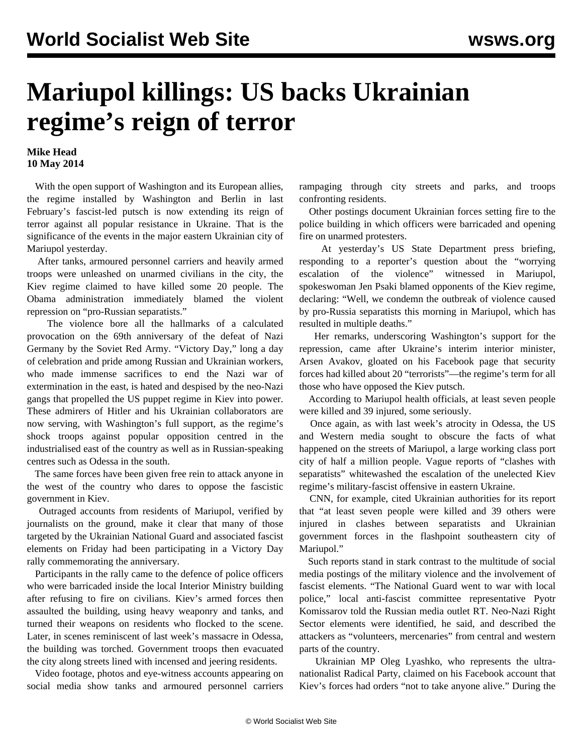# Mariupol killings: US backs Ukrainian regime's reign of terror

**Mike Head**
**10 May 2014**

With the open support of Washington and its European allies, the regime installed by Washington and Berlin in last February's fascist-led putsch is now extending its reign of terror against all popular resistance in Ukraine. That is the significance of the events in the major eastern Ukrainian city of Mariupol yesterday.

After tanks, armoured personnel carriers and heavily armed troops were unleashed on unarmed civilians in the city, the Kiev regime claimed to have killed some 20 people. The Obama administration immediately blamed the violent repression on "pro-Russian separatists."

The violence bore all the hallmarks of a calculated provocation on the 69th anniversary of the defeat of Nazi Germany by the Soviet Red Army. "Victory Day," long a day of celebration and pride among Russian and Ukrainian workers, who made immense sacrifices to end the Nazi war of extermination in the east, is hated and despised by the neo-Nazi gangs that propelled the US puppet regime in Kiev into power. These admirers of Hitler and his Ukrainian collaborators are now serving, with Washington's full support, as the regime's shock troops against popular opposition centred in the industrialised east of the country as well as in Russian-speaking centres such as Odessa in the south.

The same forces have been given free rein to attack anyone in the west of the country who dares to oppose the fascistic government in Kiev.

Outraged accounts from residents of Mariupol, verified by journalists on the ground, make it clear that many of those targeted by the Ukrainian National Guard and associated fascist elements on Friday had been participating in a Victory Day rally commemorating the anniversary.

Participants in the rally came to the defence of police officers who were barricaded inside the local Interior Ministry building after refusing to fire on civilians. Kiev's armed forces then assaulted the building, using heavy weaponry and tanks, and turned their weapons on residents who flocked to the scene. Later, in scenes reminiscent of last week's massacre in Odessa, the building was torched. Government troops then evacuated the city along streets lined with incensed and jeering residents.

Video footage, photos and eye-witness accounts appearing on social media show tanks and armoured personnel carriers rampaging through city streets and parks, and troops confronting residents.

Other postings document Ukrainian forces setting fire to the police building in which officers were barricaded and opening fire on unarmed protesters.

At yesterday's US State Department press briefing, responding to a reporter's question about the "worrying escalation of the violence" witnessed in Mariupol, spokeswoman Jen Psaki blamed opponents of the Kiev regime, declaring: "Well, we condemn the outbreak of violence caused by pro-Russia separatists this morning in Mariupol, which has resulted in multiple deaths."

Her remarks, underscoring Washington's support for the repression, came after Ukraine's interim interior minister, Arsen Avakov, gloated on his Facebook page that security forces had killed about 20 "terrorists"—the regime's term for all those who have opposed the Kiev putsch.

According to Mariupol health officials, at least seven people were killed and 39 injured, some seriously.

Once again, as with last week's atrocity in Odessa, the US and Western media sought to obscure the facts of what happened on the streets of Mariupol, a large working class port city of half a million people. Vague reports of "clashes with separatists" whitewashed the escalation of the unelected Kiev regime's military-fascist offensive in eastern Ukraine.

CNN, for example, cited Ukrainian authorities for its report that "at least seven people were killed and 39 others were injured in clashes between separatists and Ukrainian government forces in the flashpoint southeastern city of Mariupol."

Such reports stand in stark contrast to the multitude of social media postings of the military violence and the involvement of fascist elements. "The National Guard went to war with local police," local anti-fascist committee representative Pyotr Komissarov told the Russian media outlet RT. Neo-Nazi Right Sector elements were identified, he said, and described the attackers as "volunteers, mercenaries" from central and western parts of the country.

Ukrainian MP Oleg Lyashko, who represents the ultra-nationalist Radical Party, claimed on his Facebook account that Kiev's forces had orders "not to take anyone alive." During the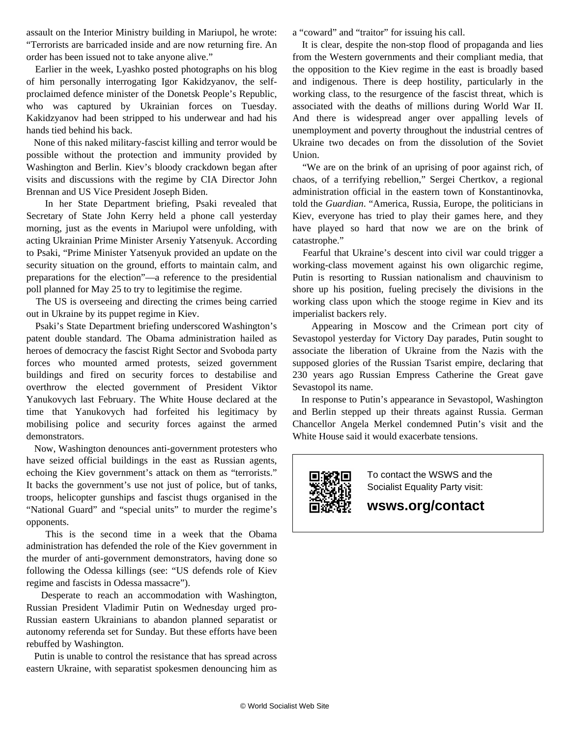assault on the Interior Ministry building in Mariupol, he wrote: "Terrorists are barricaded inside and are now returning fire. An order has been issued not to take anyone alive."

Earlier in the week, Lyashko posted photographs on his blog of him personally interrogating Igor Kakidzyanov, the self-proclaimed defence minister of the Donetsk People's Republic, who was captured by Ukrainian forces on Tuesday. Kakidzyanov had been stripped to his underwear and had his hands tied behind his back.

None of this naked military-fascist killing and terror would be possible without the protection and immunity provided by Washington and Berlin. Kiev's bloody crackdown began after visits and discussions with the regime by CIA Director John Brennan and US Vice President Joseph Biden.

In her State Department briefing, Psaki revealed that Secretary of State John Kerry held a phone call yesterday morning, just as the events in Mariupol were unfolding, with acting Ukrainian Prime Minister Arseniy Yatsenyuk. According to Psaki, "Prime Minister Yatsenyuk provided an update on the security situation on the ground, efforts to maintain calm, and preparations for the election"—a reference to the presidential poll planned for May 25 to try to legitimise the regime.

The US is overseeing and directing the crimes being carried out in Ukraine by its puppet regime in Kiev.

Psaki's State Department briefing underscored Washington's patent double standard. The Obama administration hailed as heroes of democracy the fascist Right Sector and Svoboda party forces who mounted armed protests, seized government buildings and fired on security forces to destabilise and overthrow the elected government of President Viktor Yanukovych last February. The White House declared at the time that Yanukovych had forfeited his legitimacy by mobilising police and security forces against the armed demonstrators.

Now, Washington denounces anti-government protesters who have seized official buildings in the east as Russian agents, echoing the Kiev government's attack on them as "terrorists." It backs the government's use not just of police, but of tanks, troops, helicopter gunships and fascist thugs organised in the "National Guard" and "special units" to murder the regime's opponents.

This is the second time in a week that the Obama administration has defended the role of the Kiev government in the murder of anti-government demonstrators, having done so following the Odessa killings (see: "US defends role of Kiev regime and fascists in Odessa massacre").

Desperate to reach an accommodation with Washington, Russian President Vladimir Putin on Wednesday urged pro-Russian eastern Ukrainians to abandon planned separatist or autonomy referenda set for Sunday. But these efforts have been rebuffed by Washington.

Putin is unable to control the resistance that has spread across eastern Ukraine, with separatist spokesmen denouncing him as a "coward" and "traitor" for issuing his call.

It is clear, despite the non-stop flood of propaganda and lies from the Western governments and their compliant media, that the opposition to the Kiev regime in the east is broadly based and indigenous. There is deep hostility, particularly in the working class, to the resurgence of the fascist threat, which is associated with the deaths of millions during World War II. And there is widespread anger over appalling levels of unemployment and poverty throughout the industrial centres of Ukraine two decades on from the dissolution of the Soviet Union.

"We are on the brink of an uprising of poor against rich, of chaos, of a terrifying rebellion," Sergei Chertkov, a regional administration official in the eastern town of Konstantinovka, told the *Guardian*. "America, Russia, Europe, the politicians in Kiev, everyone has tried to play their games here, and they have played so hard that now we are on the brink of catastrophe."

Fearful that Ukraine's descent into civil war could trigger a working-class movement against his own oligarchic regime, Putin is resorting to Russian nationalism and chauvinism to shore up his position, fueling precisely the divisions in the working class upon which the stooge regime in Kiev and its imperialist backers rely.

Appearing in Moscow and the Crimean port city of Sevastopol yesterday for Victory Day parades, Putin sought to associate the liberation of Ukraine from the Nazis with the supposed glories of the Russian Tsarist empire, declaring that 230 years ago Russian Empress Catherine the Great gave Sevastopol its name.

In response to Putin's appearance in Sevastopol, Washington and Berlin stepped up their threats against Russia. German Chancellor Angela Merkel condemned Putin's visit and the White House said it would exacerbate tensions.

To contact the WSWS and the Socialist Equality Party visit:

**wsws.org/contact**